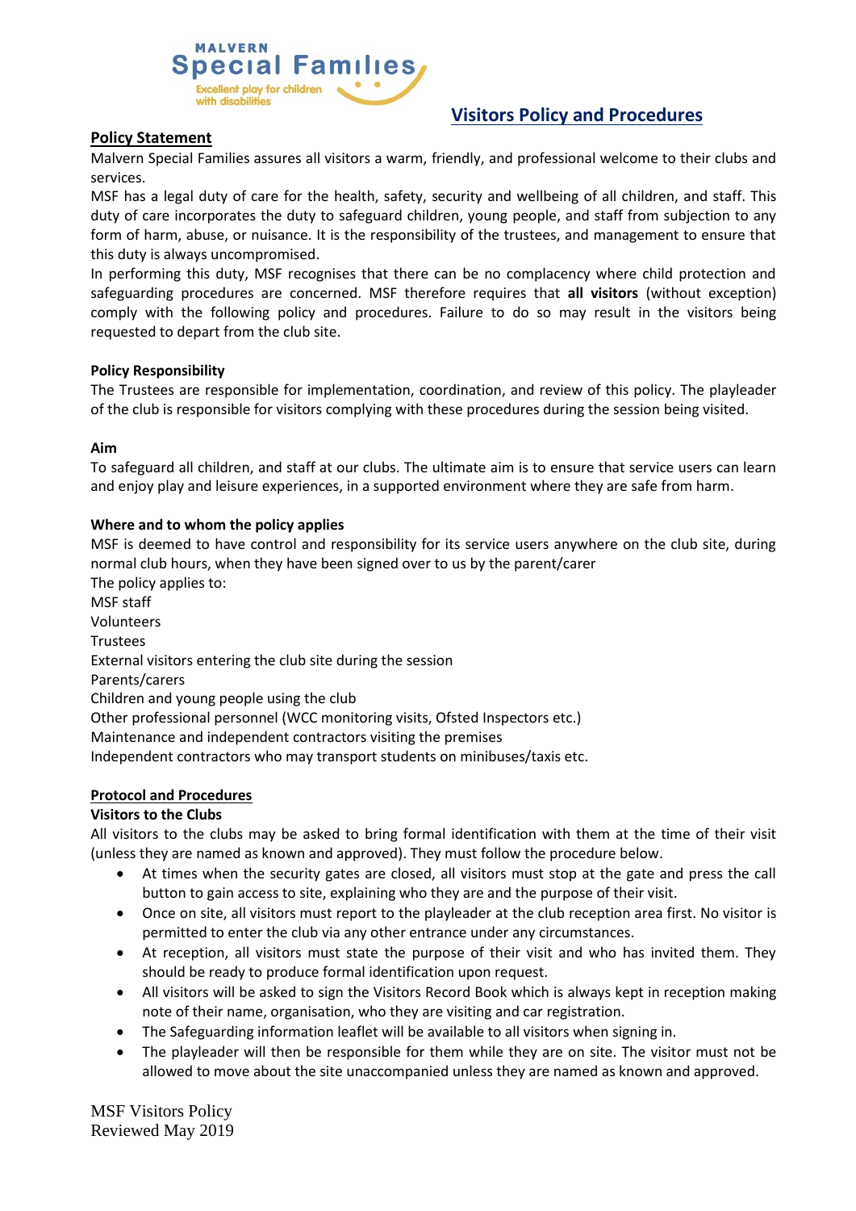MALVERN **Special Families** Excellent play for children with disabilities

# Visitors Policy and Procedures

## Policy Statement

Malvern Special Families assures all visitors a warm, friendly, and professional welcome to their clubs and services.

MSF has a legal duty of care for the health, safety, security and wellbeing of all children, and staff. This duty of care incorporates the duty to safeguard children, young people, and staff from subjection to any form of harm, abuse, or nuisance. It is the responsibility of the trustees, and management to ensure that this duty is always uncompromised.

In performing this duty, MSF recognises that there can be no complacency where child protection and safeguarding procedures are concerned. MSF therefore requires that **all visitors** (without exception) comply with the following policy and procedures. Failure to do so may result in the visitors being requested to depart from the club site.

### Policy Responsibility

The Trustees are responsible for implementation, coordination, and review of this policy. The playleader of the club is responsible for visitors complying with these procedures during the session being visited.

### Aim

To safeguard all children, and staff at our clubs. The ultimate aim is to ensure that service users can learn and enjoy play and leisure experiences, in a supported environment where they are safe from harm.

### Where and to whom the policy applies

MSF is deemed to have control and responsibility for its service users anywhere on the club site, during normal club hours, when they have been signed over to us by the parent/carer

The policy applies to:

MSF staff
Volunteers
Trustees
External visitors entering the club site during the session
Parents/carers
Children and young people using the club
Other professional personnel (WCC monitoring visits, Ofsted Inspectors etc.)
Maintenance and independent contractors visiting the premises
Independent contractors who may transport students on minibuses/taxis etc.

## Protocol and Procedures

### Visitors to the Clubs

All visitors to the clubs may be asked to bring formal identification with them at the time of their visit (unless they are named as known and approved). They must follow the procedure below.

- At times when the security gates are closed, all visitors must stop at the gate and press the call button to gain access to site, explaining who they are and the purpose of their visit.
- Once on site, all visitors must report to the playleader at the club reception area first. No visitor is permitted to enter the club via any other entrance under any circumstances.
- At reception, all visitors must state the purpose of their visit and who has invited them. They should be ready to produce formal identification upon request.
- All visitors will be asked to sign the Visitors Record Book which is always kept in reception making note of their name, organisation, who they are visiting and car registration.
- The Safeguarding information leaflet will be available to all visitors when signing in.
- The playleader will then be responsible for them while they are on site. The visitor must not be allowed to move about the site unaccompanied unless they are named as known and approved.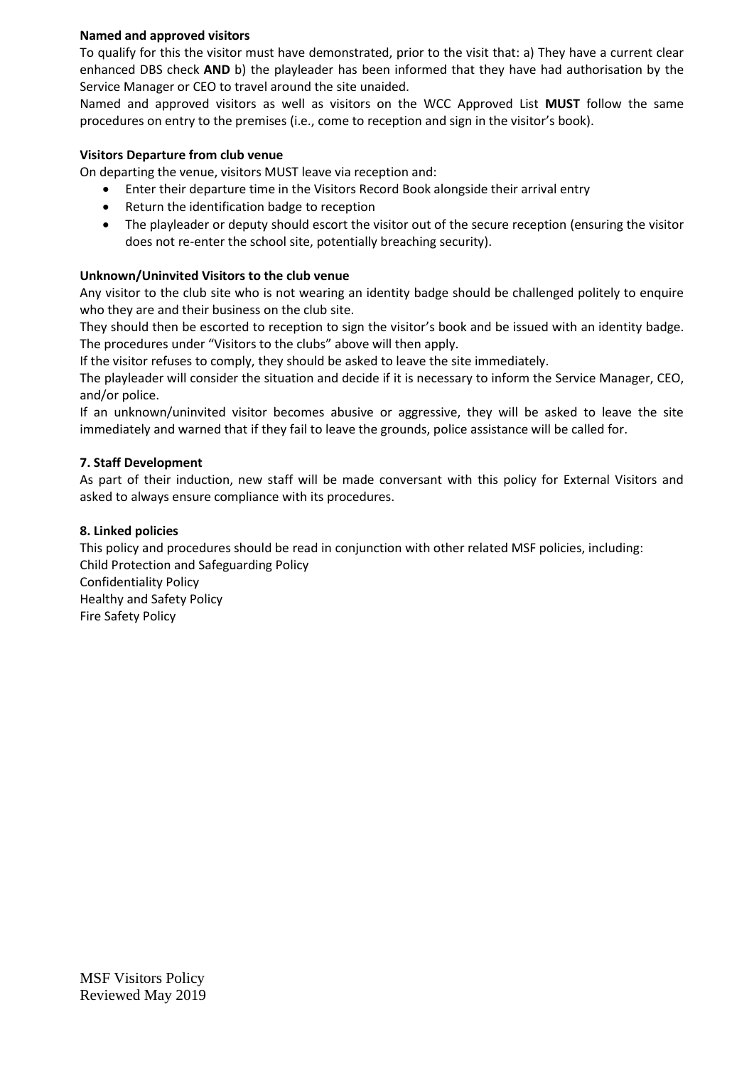**Named and approved visitors**

To qualify for this the visitor must have demonstrated, prior to the visit that: a) They have a current clear enhanced DBS check **AND** b) the playleader has been informed that they have had authorisation by the Service Manager or CEO to travel around the site unaided.

Named and approved visitors as well as visitors on the WCC Approved List **MUST** follow the same procedures on entry to the premises (i.e., come to reception and sign in the visitor's book).

**Visitors Departure from club venue**

On departing the venue, visitors MUST leave via reception and:

- Enter their departure time in the Visitors Record Book alongside their arrival entry
- Return the identification badge to reception
- The playleader or deputy should escort the visitor out of the secure reception (ensuring the visitor does not re-enter the school site, potentially breaching security).

**Unknown/Uninvited Visitors to the club venue**

Any visitor to the club site who is not wearing an identity badge should be challenged politely to enquire who they are and their business on the club site.

They should then be escorted to reception to sign the visitor's book and be issued with an identity badge. The procedures under "Visitors to the clubs" above will then apply.

If the visitor refuses to comply, they should be asked to leave the site immediately.

The playleader will consider the situation and decide if it is necessary to inform the Service Manager, CEO, and/or police.

If an unknown/uninvited visitor becomes abusive or aggressive, they will be asked to leave the site immediately and warned that if they fail to leave the grounds, police assistance will be called for.

**7. Staff Development**

As part of their induction, new staff will be made conversant with this policy for External Visitors and asked to always ensure compliance with its procedures.

**8. Linked policies**

This policy and procedures should be read in conjunction with other related MSF policies, including:

Child Protection and Safeguarding Policy

Confidentiality Policy

Healthy and Safety Policy

Fire Safety Policy

MSF Visitors Policy
Reviewed May 2019